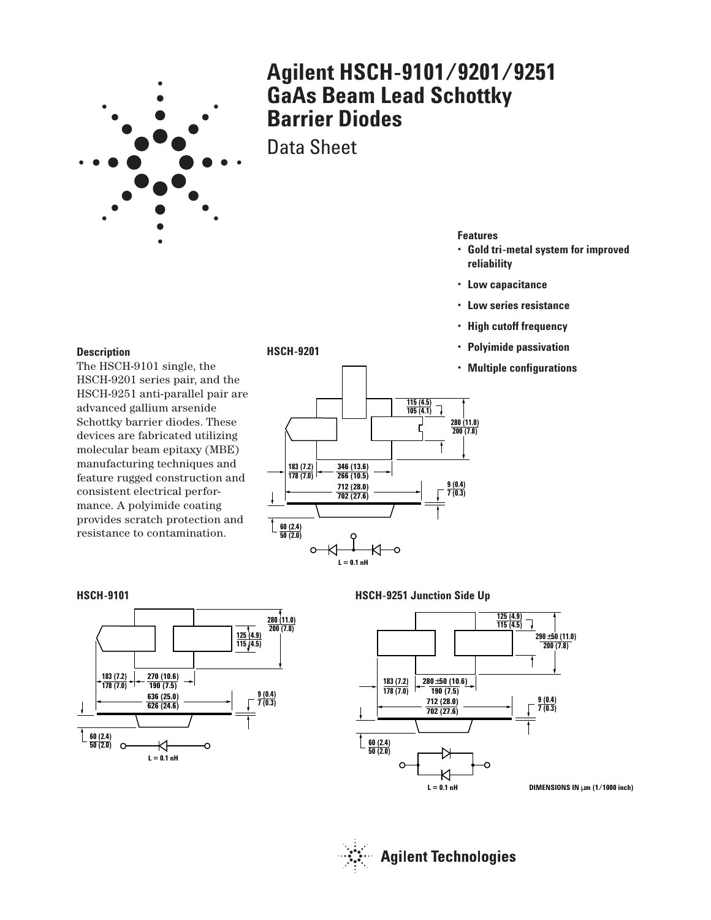# Agilent HSCH-9101/9201/9251 GaAs Beam Lead Schottky Barrier Diodes

Data Sheet

## Features

- Gold tri-metal system for improved reliability
- Low capacitance
- Low series resistance
- High cutoff frequency
- Polyimide passivation
- Multiple configurations

## Description

The HSCH-9101 single, the HSCH-9201 series pair, and the HSCH-9251 anti-parallel pair are advanced gallium arsenide Schottky barrier diodes. These devices are fabricated utilizing molecular beam epitaxy (MBE) manufacturing techniques and feature rugged construction and consistent electrical performance. A polyimide coating provides scratch protection and resistance to contamination.

### HSCH-9201

115 (4.5) / 105 (4.1)
280 (11.0) / 200 (7.8)
183 (7.2) / 178 (7.0)
346 (13.6) / 266 (10.5)
712 (28.0) / 702 (27.6)
9 (0.4) / 7 (0.3)
60 (2.4) / 50 (2.0)

L = 0.1 nH

### HSCH-9101

280 (11.0) / 200 (7.8)
125 (4.9) / 115 (4.5)
183 (7.2) / 178 (7.0)
270 (10.6) / 190 (7.5)
636 (25.0) / 626 (24.6)
9 (0.4) / 7 (0.3)
60 (2.4) / 50 (2.0)

L = 0.1 nH

### HSCH-9251 Junction Side Up

125 (4.9) / 115 (4.5)
290 ±50 (11.0) / 200 (7.8)
183 (7.2) / 178 (7.0)
280 ±50 (10.6) / 190 (7.5)
712 (28.0) / 702 (27.6)
9 (0.4) / 7 (0.3)
60 (2.4) / 50 (2.0)

L = 0.1 nH

DIMENSIONS IN µm (1/1000 inch)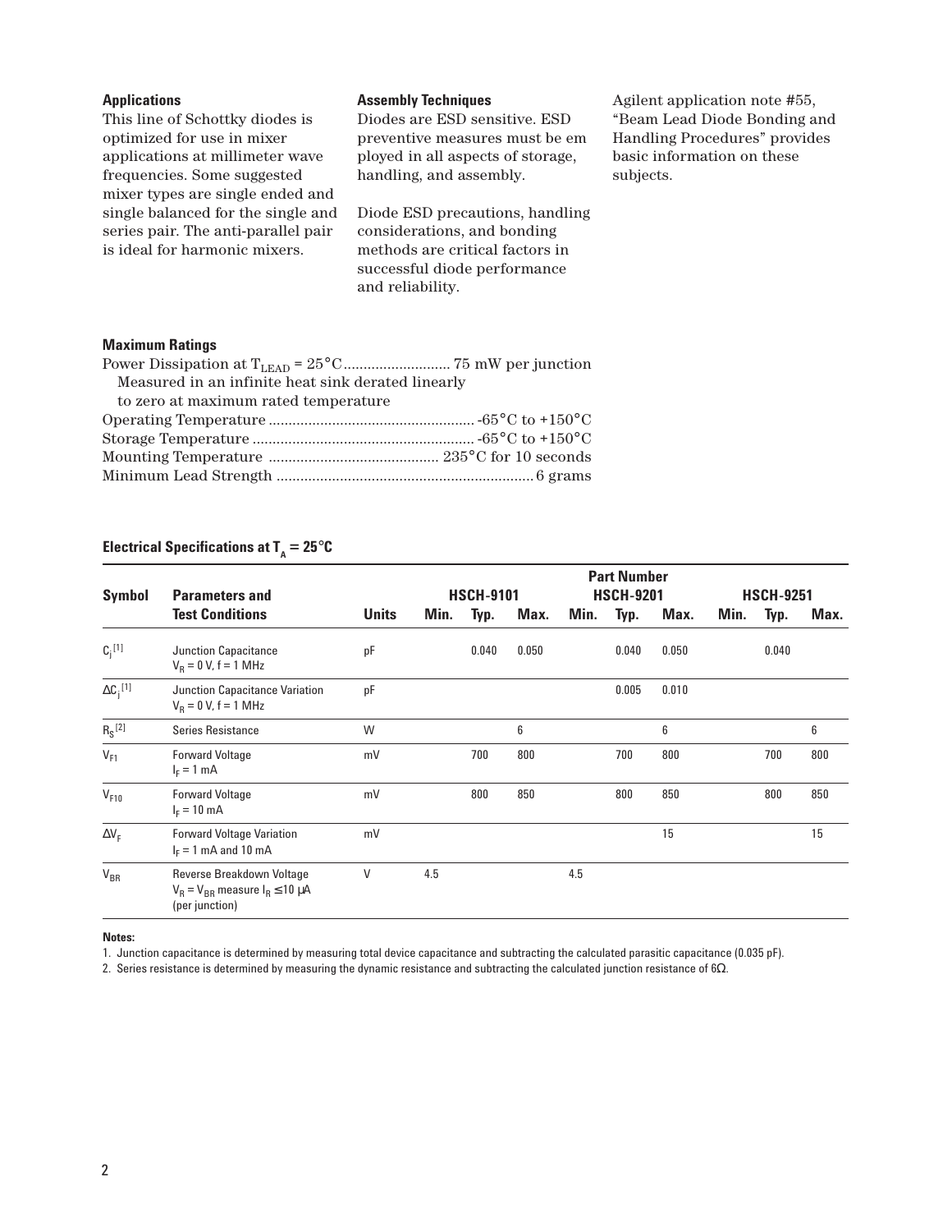### Applications

This line of Schottky diodes is optimized for use in mixer applications at millimeter wave frequencies. Some suggested mixer types are single ended and single balanced for the single and series pair. The anti-parallel pair is ideal for harmonic mixers.

### Assembly Techniques

Diodes are ESD sensitive. ESD preventive measures must be em ployed in all aspects of storage, handling, and assembly.

Diode ESD precautions, handling considerations, and bonding methods are critical factors in successful diode performance and reliability.

Agilent application note #55, "Beam Lead Diode Bonding and Handling Procedures" provides basic information on these subjects.

### Maximum Ratings

Power Dissipation at $T_{LEAD}$ = 25°C .......................... 75 mW per junction
 Measured in an infinite heat sink derated linearly
 to zero at maximum rated temperature
Operating Temperature .................................................... -65°C to +150°C
Storage Temperature ........................................................ -65°C to +150°C
Mounting Temperature .......................................... 235°C for 10 seconds
Minimum Lead Strength ................................................................ 6 grams

### Electrical Specifications at $T_A$ = 25°C

| Symbol | Parameters and Test Conditions | Units | HSCH-9101 Min. | HSCH-9101 Typ. | HSCH-9101 Max. | HSCH-9201 Min. | HSCH-9201 Typ. | HSCH-9201 Max. | HSCH-9251 Min. | HSCH-9251 Typ. | HSCH-9251 Max. |
|---|---|---|---|---|---|---|---|---|---|---|---|
| $C_j$ [1] | Junction Capacitance $V_R$ = 0 V, f = 1 MHz | pF | | 0.040 | 0.050 | | 0.040 | 0.050 | | 0.040 | |
| $\Delta C_j$ [1] | Junction Capacitance Variation $V_R$ = 0 V, f = 1 MHz | pF | | | | | 0.005 | 0.010 | | | |
| $R_S$ [2] | Series Resistance | W | | | 6 | | | 6 | | | 6 |
| $V_{F1}$ | Forward Voltage $I_F$ = 1 mA | mV | | 700 | 800 | | 700 | 800 | | 700 | 800 |
| $V_{F10}$ | Forward Voltage $I_F$ = 10 mA | mV | | 800 | 850 | | 800 | 850 | | 800 | 850 |
| $\Delta V_F$ | Forward Voltage Variation $I_F$ = 1 mA and 10 mA | mV | | | | | | 15 | | | 15 |
| $V_{BR}$ | Reverse Breakdown Voltage $V_R = V_{BR}$ measure $I_R \leq 10$ μA (per junction) | V | 4.5 | | | 4.5 | | | | | |

**Notes:**

1. Junction capacitance is determined by measuring total device capacitance and subtracting the calculated parasitic capacitance (0.035 pF).
2. Series resistance is determined by measuring the dynamic resistance and subtracting the calculated junction resistance of 6Ω.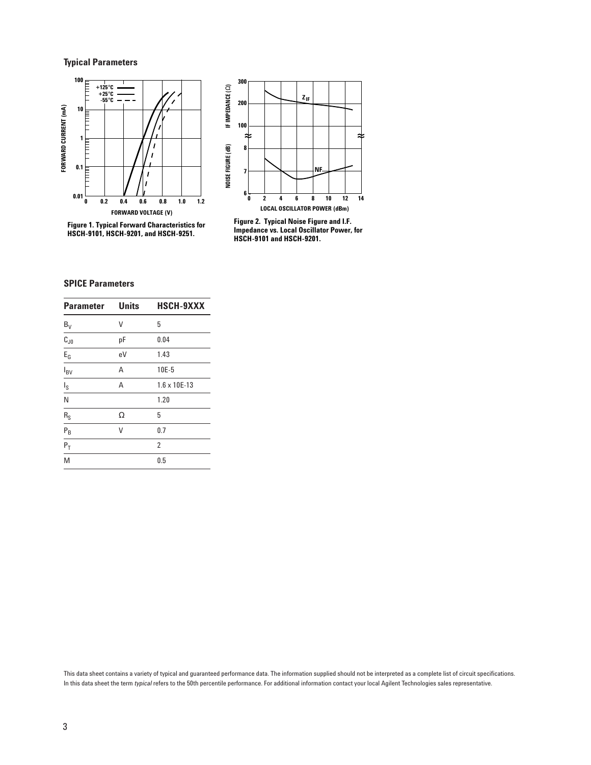## Typical Parameters

Figure 1. Typical Forward Characteristics for HSCH-9101, HSCH-9201, and HSCH-9251.

Figure 2. Typical Noise Figure and I.F. Impedance vs. Local Oscillator Power, for HSCH-9101 and HSCH-9201.

## SPICE Parameters

| Parameter | Units | HSCH-9XXX |
|---|---|---|
| $B_V$ | V | 5 |
| $C_{J0}$ | pF | 0.04 |
| $E_G$ | eV | 1.43 |
| $I_{BV}$ | A | 10E-5 |
| $I_S$ | A | 1.6 x 10E-13 |
| N | | 1.20 |
| $R_S$ | Ω | 5 |
| $P_B$ | V | 0.7 |
| $P_T$ | | 2 |
| M | | 0.5 |

This data sheet contains a variety of typical and guaranteed performance data. The information supplied should not be interpreted as a complete list of circuit specifications. In this data sheet the term *typical* refers to the 50th percentile performance. For additional information contact your local Agilent Technologies sales representative.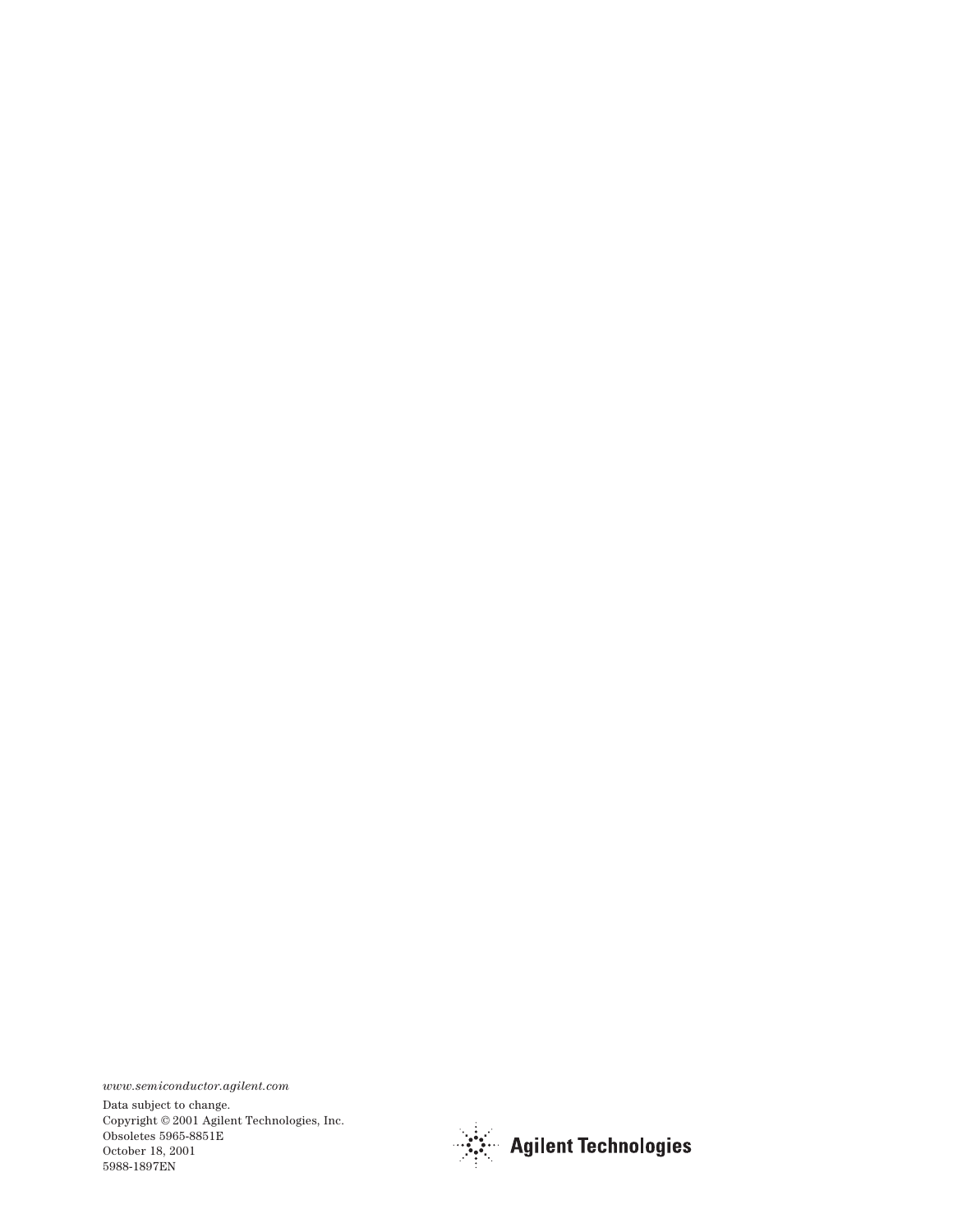*www.semiconductor.agilent.com*

Data subject to change.
Copyright © 2001 Agilent Technologies, Inc.
Obsoletes 5965-8851E
October 18, 2001
5988-1897EN

**Agilent Technologies**